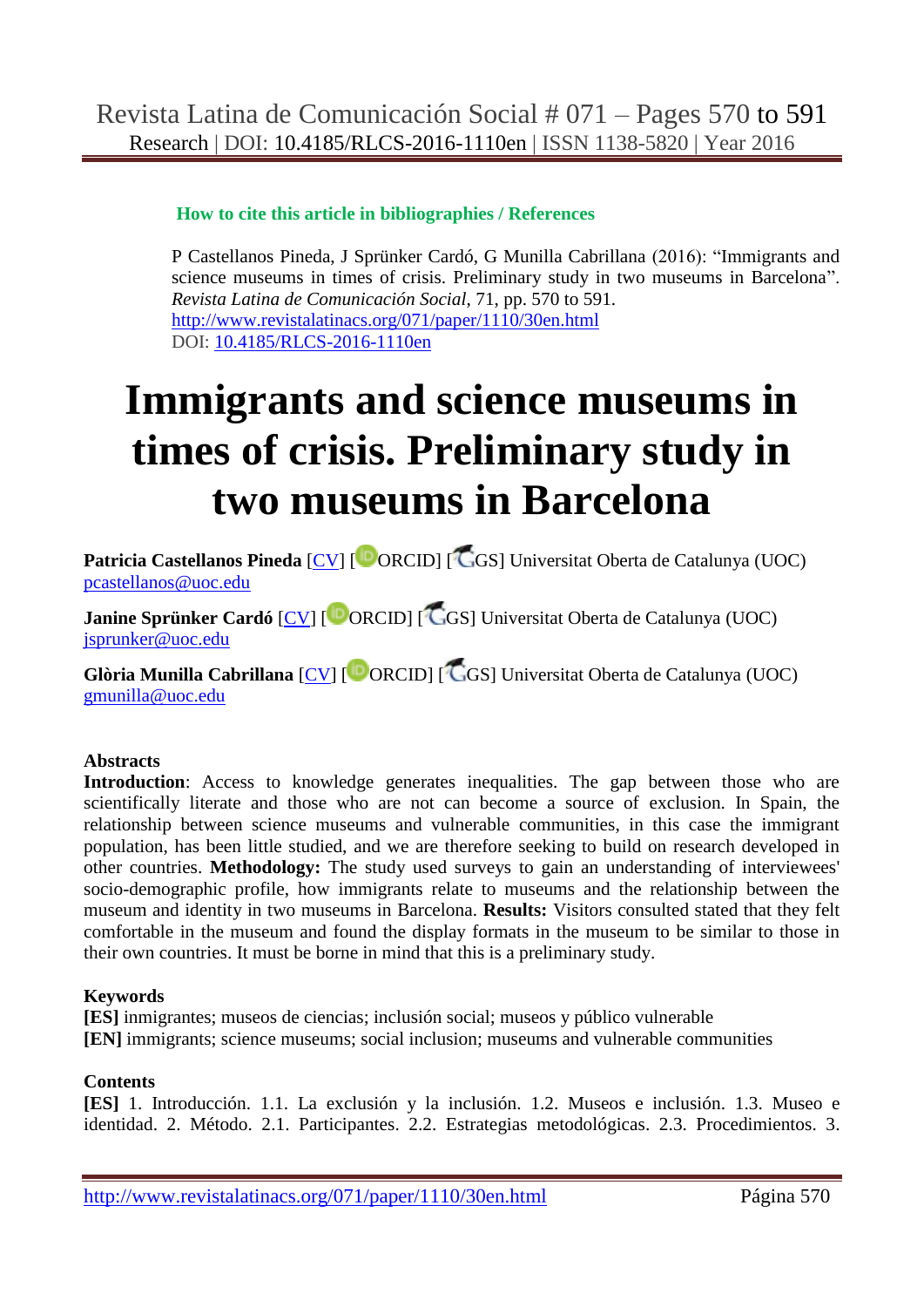**How to cite this article in bibliographies / References**

P Castellanos Pineda, J Sprünker Cardó, G Munilla Cabrillana (2016): "Immigrants and science museums in times of crisis. Preliminary study in two museums in Barcelona". *Revista Latina de Comunicación Social*, 71, pp. 570 to 591.
http://www.revistalatinacs.org/071/paper/1110/30en.html
DOI: 10.4185/RLCS-2016-1110en

# Immigrants and science museums in times of crisis. Preliminary study in two museums in Barcelona

**Patricia Castellanos Pineda** [CV] [ORCID] [GS] Universitat Oberta de Catalunya (UOC)
pcastellanos@uoc.edu

**Janine Sprünker Cardó** [CV] [ORCID] [GS] Universitat Oberta de Catalunya (UOC)
jsprunker@uoc.edu

**Glòria Munilla Cabrillana** [CV] [ORCID] [GS] Universitat Oberta de Catalunya (UOC)
gmunilla@uoc.edu

**Abstracts**

**Introduction**: Access to knowledge generates inequalities. The gap between those who are scientifically literate and those who are not can become a source of exclusion. In Spain, the relationship between science museums and vulnerable communities, in this case the immigrant population, has been little studied, and we are therefore seeking to build on research developed in other countries. **Methodology:** The study used surveys to gain an understanding of interviewees' socio-demographic profile, how immigrants relate to museums and the relationship between the museum and identity in two museums in Barcelona. **Results:** Visitors consulted stated that they felt comfortable in the museum and found the display formats in the museum to be similar to those in their own countries. It must be borne in mind that this is a preliminary study.

**Keywords**

**[ES]** inmigrantes; museos de ciencias; inclusión social; museos y público vulnerable
**[EN]** immigrants; science museums; social inclusion; museums and vulnerable communities

**Contents**

**[ES]** 1. Introducción. 1.1. La exclusión y la inclusión. 1.2. Museos e inclusión. 1.3. Museo e identidad. 2. Método. 2.1. Participantes. 2.2. Estrategias metodológicas. 2.3. Procedimientos. 3.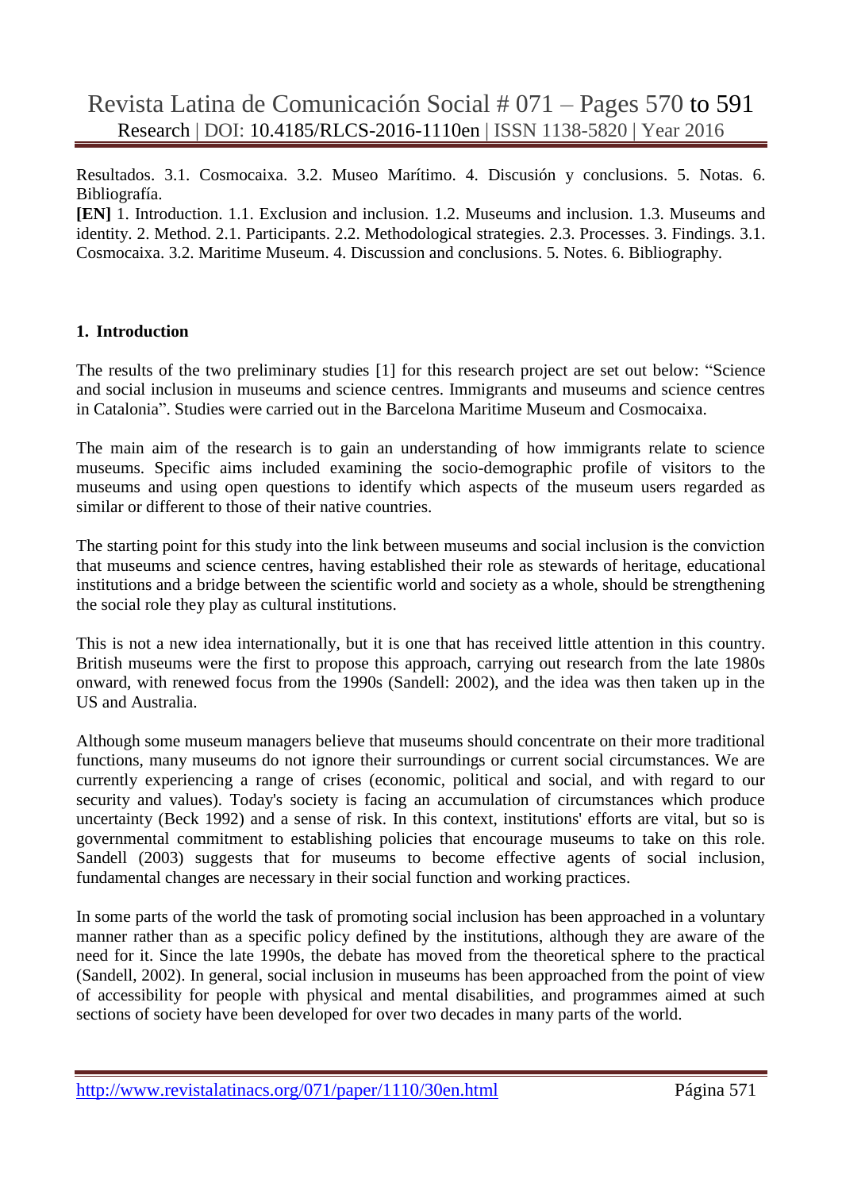Resultados. 3.1. Cosmocaixa. 3.2. Museo Marítimo. 4. Discusión y conclusions. 5. Notas. 6. Bibliografía.

**[EN]** 1. Introduction. 1.1. Exclusion and inclusion. 1.2. Museums and inclusion. 1.3. Museums and identity. 2. Method. 2.1. Participants. 2.2. Methodological strategies. 2.3. Processes. 3. Findings. 3.1. Cosmocaixa. 3.2. Maritime Museum. 4. Discussion and conclusions. 5. Notes. 6. Bibliography.

## 1. Introduction

The results of the two preliminary studies [1] for this research project are set out below: "Science and social inclusion in museums and science centres. Immigrants and museums and science centres in Catalonia". Studies were carried out in the Barcelona Maritime Museum and Cosmocaixa.

The main aim of the research is to gain an understanding of how immigrants relate to science museums. Specific aims included examining the socio-demographic profile of visitors to the museums and using open questions to identify which aspects of the museum users regarded as similar or different to those of their native countries.

The starting point for this study into the link between museums and social inclusion is the conviction that museums and science centres, having established their role as stewards of heritage, educational institutions and a bridge between the scientific world and society as a whole, should be strengthening the social role they play as cultural institutions.

This is not a new idea internationally, but it is one that has received little attention in this country. British museums were the first to propose this approach, carrying out research from the late 1980s onward, with renewed focus from the 1990s (Sandell: 2002), and the idea was then taken up in the US and Australia.

Although some museum managers believe that museums should concentrate on their more traditional functions, many museums do not ignore their surroundings or current social circumstances. We are currently experiencing a range of crises (economic, political and social, and with regard to our security and values). Today's society is facing an accumulation of circumstances which produce uncertainty (Beck 1992) and a sense of risk. In this context, institutions' efforts are vital, but so is governmental commitment to establishing policies that encourage museums to take on this role. Sandell (2003) suggests that for museums to become effective agents of social inclusion, fundamental changes are necessary in their social function and working practices.

In some parts of the world the task of promoting social inclusion has been approached in a voluntary manner rather than as a specific policy defined by the institutions, although they are aware of the need for it. Since the late 1990s, the debate has moved from the theoretical sphere to the practical (Sandell, 2002). In general, social inclusion in museums has been approached from the point of view of accessibility for people with physical and mental disabilities, and programmes aimed at such sections of society have been developed for over two decades in many parts of the world.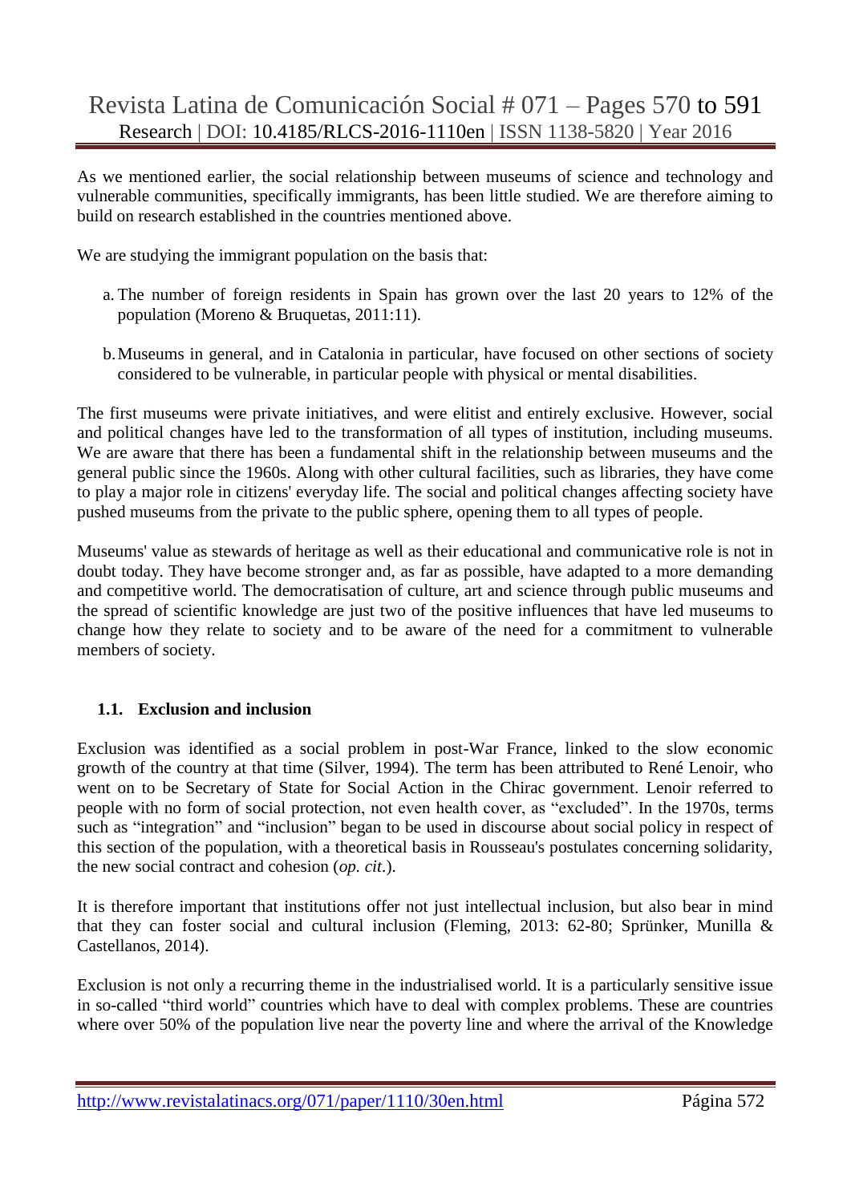As we mentioned earlier, the social relationship between museums of science and technology and vulnerable communities, specifically immigrants, has been little studied. We are therefore aiming to build on research established in the countries mentioned above.

We are studying the immigrant population on the basis that:

a. The number of foreign residents in Spain has grown over the last 20 years to 12% of the population (Moreno & Bruquetas, 2011:11).

b. Museums in general, and in Catalonia in particular, have focused on other sections of society considered to be vulnerable, in particular people with physical or mental disabilities.

The first museums were private initiatives, and were elitist and entirely exclusive. However, social and political changes have led to the transformation of all types of institution, including museums. We are aware that there has been a fundamental shift in the relationship between museums and the general public since the 1960s. Along with other cultural facilities, such as libraries, they have come to play a major role in citizens' everyday life. The social and political changes affecting society have pushed museums from the private to the public sphere, opening them to all types of people.

Museums' value as stewards of heritage as well as their educational and communicative role is not in doubt today. They have become stronger and, as far as possible, have adapted to a more demanding and competitive world. The democratisation of culture, art and science through public museums and the spread of scientific knowledge are just two of the positive influences that have led museums to change how they relate to society and to be aware of the need for a commitment to vulnerable members of society.

### 1.1. Exclusion and inclusion

Exclusion was identified as a social problem in post-War France, linked to the slow economic growth of the country at that time (Silver, 1994). The term has been attributed to René Lenoir, who went on to be Secretary of State for Social Action in the Chirac government. Lenoir referred to people with no form of social protection, not even health cover, as "excluded". In the 1970s, terms such as "integration" and "inclusion" began to be used in discourse about social policy in respect of this section of the population, with a theoretical basis in Rousseau's postulates concerning solidarity, the new social contract and cohesion (*op. cit*.).

It is therefore important that institutions offer not just intellectual inclusion, but also bear in mind that they can foster social and cultural inclusion (Fleming, 2013: 62-80; Sprünker, Munilla & Castellanos, 2014).

Exclusion is not only a recurring theme in the industrialised world. It is a particularly sensitive issue in so-called "third world" countries which have to deal with complex problems. These are countries where over 50% of the population live near the poverty line and where the arrival of the Knowledge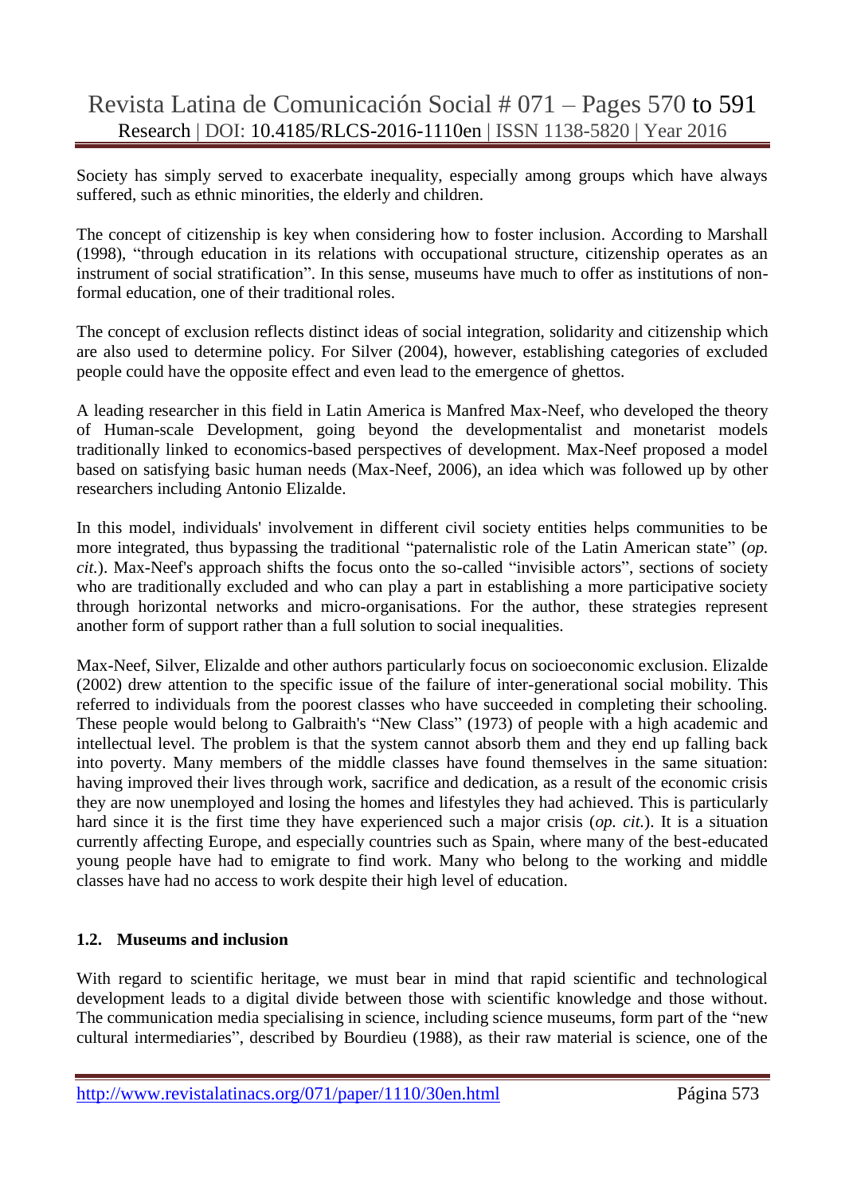Society has simply served to exacerbate inequality, especially among groups which have always suffered, such as ethnic minorities, the elderly and children.

The concept of citizenship is key when considering how to foster inclusion. According to Marshall (1998), "through education in its relations with occupational structure, citizenship operates as an instrument of social stratification". In this sense, museums have much to offer as institutions of non-formal education, one of their traditional roles.

The concept of exclusion reflects distinct ideas of social integration, solidarity and citizenship which are also used to determine policy. For Silver (2004), however, establishing categories of excluded people could have the opposite effect and even lead to the emergence of ghettos.

A leading researcher in this field in Latin America is Manfred Max-Neef, who developed the theory of Human-scale Development, going beyond the developmentalist and monetarist models traditionally linked to economics-based perspectives of development. Max-Neef proposed a model based on satisfying basic human needs (Max-Neef, 2006), an idea which was followed up by other researchers including Antonio Elizalde.

In this model, individuals' involvement in different civil society entities helps communities to be more integrated, thus bypassing the traditional "paternalistic role of the Latin American state" (*op. cit.*). Max-Neef's approach shifts the focus onto the so-called "invisible actors", sections of society who are traditionally excluded and who can play a part in establishing a more participative society through horizontal networks and micro-organisations. For the author, these strategies represent another form of support rather than a full solution to social inequalities.

Max-Neef, Silver, Elizalde and other authors particularly focus on socioeconomic exclusion. Elizalde (2002) drew attention to the specific issue of the failure of inter-generational social mobility. This referred to individuals from the poorest classes who have succeeded in completing their schooling. These people would belong to Galbraith's "New Class" (1973) of people with a high academic and intellectual level. The problem is that the system cannot absorb them and they end up falling back into poverty. Many members of the middle classes have found themselves in the same situation: having improved their lives through work, sacrifice and dedication, as a result of the economic crisis they are now unemployed and losing the homes and lifestyles they had achieved. This is particularly hard since it is the first time they have experienced such a major crisis (*op. cit.*). It is a situation currently affecting Europe, and especially countries such as Spain, where many of the best-educated young people have had to emigrate to find work. Many who belong to the working and middle classes have had no access to work despite their high level of education.

### 1.2. Museums and inclusion

With regard to scientific heritage, we must bear in mind that rapid scientific and technological development leads to a digital divide between those with scientific knowledge and those without. The communication media specialising in science, including science museums, form part of the "new cultural intermediaries", described by Bourdieu (1988), as their raw material is science, one of the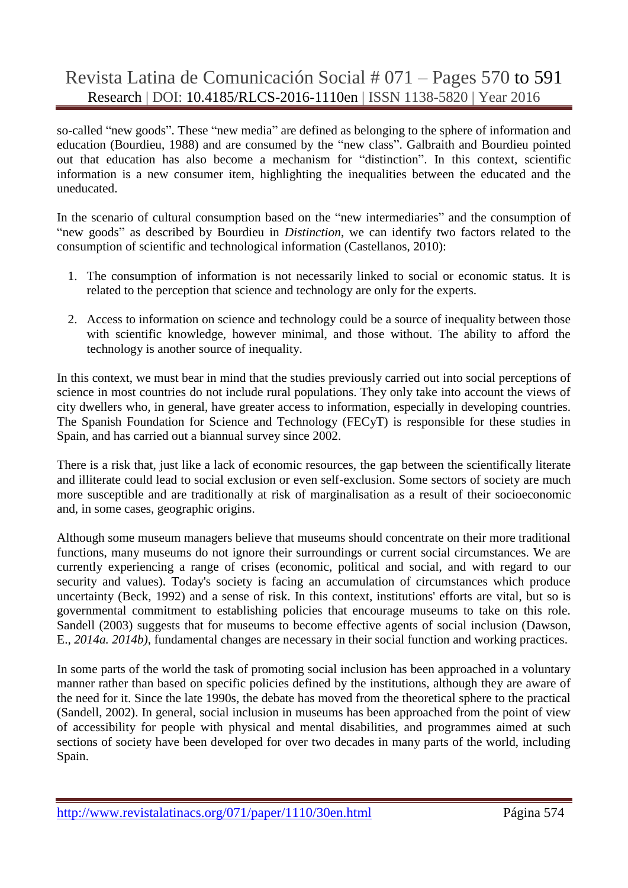so-called "new goods". These "new media" are defined as belonging to the sphere of information and education (Bourdieu, 1988) and are consumed by the "new class". Galbraith and Bourdieu pointed out that education has also become a mechanism for "distinction". In this context, scientific information is a new consumer item, highlighting the inequalities between the educated and the uneducated.

In the scenario of cultural consumption based on the "new intermediaries" and the consumption of "new goods" as described by Bourdieu in *Distinction*, we can identify two factors related to the consumption of scientific and technological information (Castellanos, 2010):

1. The consumption of information is not necessarily linked to social or economic status. It is related to the perception that science and technology are only for the experts.
2. Access to information on science and technology could be a source of inequality between those with scientific knowledge, however minimal, and those without. The ability to afford the technology is another source of inequality.

In this context, we must bear in mind that the studies previously carried out into social perceptions of science in most countries do not include rural populations. They only take into account the views of city dwellers who, in general, have greater access to information, especially in developing countries. The Spanish Foundation for Science and Technology (FECyT) is responsible for these studies in Spain, and has carried out a biannual survey since 2002.

There is a risk that, just like a lack of economic resources, the gap between the scientifically literate and illiterate could lead to social exclusion or even self-exclusion. Some sectors of society are much more susceptible and are traditionally at risk of marginalisation as a result of their socioeconomic and, in some cases, geographic origins.

Although some museum managers believe that museums should concentrate on their more traditional functions, many museums do not ignore their surroundings or current social circumstances. We are currently experiencing a range of crises (economic, political and social, and with regard to our security and values). Today's society is facing an accumulation of circumstances which produce uncertainty (Beck, 1992) and a sense of risk. In this context, institutions' efforts are vital, but so is governmental commitment to establishing policies that encourage museums to take on this role. Sandell (2003) suggests that for museums to become effective agents of social inclusion (Dawson, E., *2014a. 2014b)*, fundamental changes are necessary in their social function and working practices.

In some parts of the world the task of promoting social inclusion has been approached in a voluntary manner rather than based on specific policies defined by the institutions, although they are aware of the need for it. Since the late 1990s, the debate has moved from the theoretical sphere to the practical (Sandell, 2002). In general, social inclusion in museums has been approached from the point of view of accessibility for people with physical and mental disabilities, and programmes aimed at such sections of society have been developed for over two decades in many parts of the world, including Spain.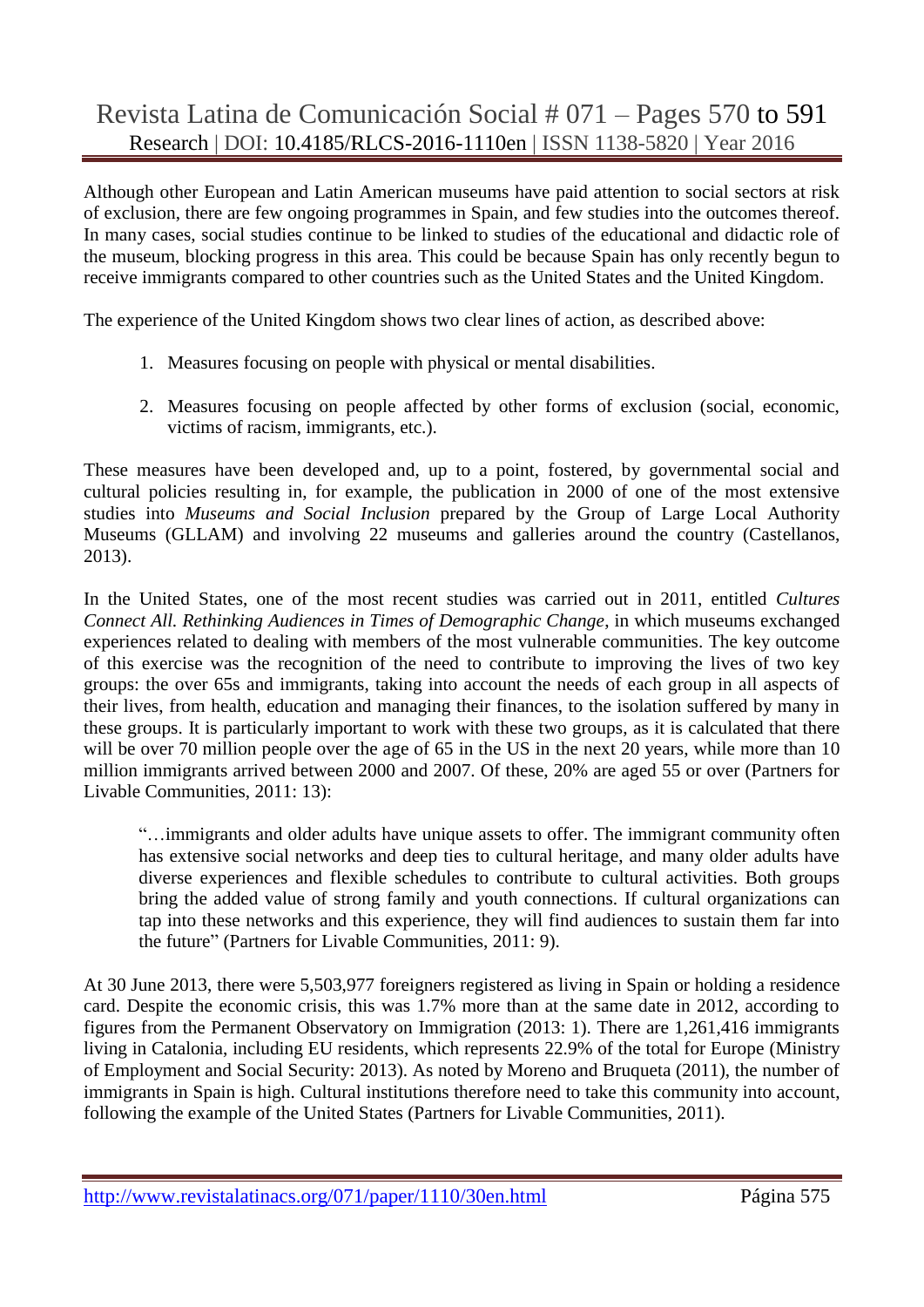Although other European and Latin American museums have paid attention to social sectors at risk of exclusion, there are few ongoing programmes in Spain, and few studies into the outcomes thereof. In many cases, social studies continue to be linked to studies of the educational and didactic role of the museum, blocking progress in this area. This could be because Spain has only recently begun to receive immigrants compared to other countries such as the United States and the United Kingdom.

The experience of the United Kingdom shows two clear lines of action, as described above:

1. Measures focusing on people with physical or mental disabilities.

2. Measures focusing on people affected by other forms of exclusion (social, economic, victims of racism, immigrants, etc.).

These measures have been developed and, up to a point, fostered, by governmental social and cultural policies resulting in, for example, the publication in 2000 of one of the most extensive studies into *Museums and Social Inclusion* prepared by the Group of Large Local Authority Museums (GLLAM) and involving 22 museums and galleries around the country (Castellanos, 2013).

In the United States, one of the most recent studies was carried out in 2011, entitled *Cultures Connect All. Rethinking Audiences in Times of Demographic Change*, in which museums exchanged experiences related to dealing with members of the most vulnerable communities. The key outcome of this exercise was the recognition of the need to contribute to improving the lives of two key groups: the over 65s and immigrants, taking into account the needs of each group in all aspects of their lives, from health, education and managing their finances, to the isolation suffered by many in these groups. It is particularly important to work with these two groups, as it is calculated that there will be over 70 million people over the age of 65 in the US in the next 20 years, while more than 10 million immigrants arrived between 2000 and 2007. Of these, 20% are aged 55 or over (Partners for Livable Communities, 2011: 13):

> "…immigrants and older adults have unique assets to offer. The immigrant community often has extensive social networks and deep ties to cultural heritage, and many older adults have diverse experiences and flexible schedules to contribute to cultural activities. Both groups bring the added value of strong family and youth connections. If cultural organizations can tap into these networks and this experience, they will find audiences to sustain them far into the future" (Partners for Livable Communities, 2011: 9).

At 30 June 2013, there were 5,503,977 foreigners registered as living in Spain or holding a residence card. Despite the economic crisis, this was 1.7% more than at the same date in 2012, according to figures from the Permanent Observatory on Immigration (2013: 1). There are 1,261,416 immigrants living in Catalonia, including EU residents, which represents 22.9% of the total for Europe (Ministry of Employment and Social Security: 2013). As noted by Moreno and Bruqueta (2011), the number of immigrants in Spain is high. Cultural institutions therefore need to take this community into account, following the example of the United States (Partners for Livable Communities, 2011).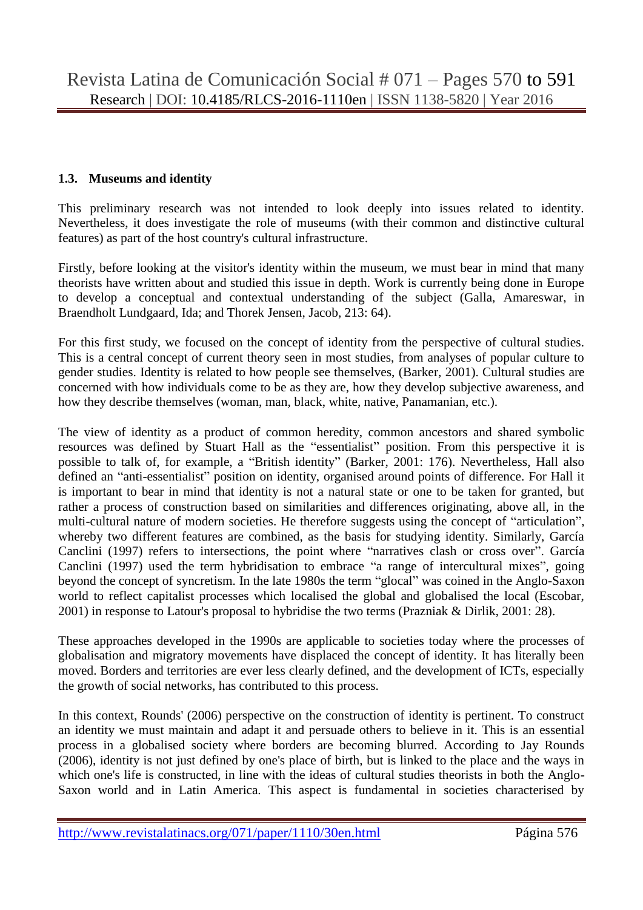### 1.3. Museums and identity

This preliminary research was not intended to look deeply into issues related to identity. Nevertheless, it does investigate the role of museums (with their common and distinctive cultural features) as part of the host country's cultural infrastructure.

Firstly, before looking at the visitor's identity within the museum, we must bear in mind that many theorists have written about and studied this issue in depth. Work is currently being done in Europe to develop a conceptual and contextual understanding of the subject (Galla, Amareswar, in Braendholt Lundgaard, Ida; and Thorek Jensen, Jacob, 213: 64).

For this first study, we focused on the concept of identity from the perspective of cultural studies. This is a central concept of current theory seen in most studies, from analyses of popular culture to gender studies. Identity is related to how people see themselves, (Barker, 2001). Cultural studies are concerned with how individuals come to be as they are, how they develop subjective awareness, and how they describe themselves (woman, man, black, white, native, Panamanian, etc.).

The view of identity as a product of common heredity, common ancestors and shared symbolic resources was defined by Stuart Hall as the "essentialist" position. From this perspective it is possible to talk of, for example, a "British identity" (Barker, 2001: 176). Nevertheless, Hall also defined an "anti-essentialist" position on identity, organised around points of difference. For Hall it is important to bear in mind that identity is not a natural state or one to be taken for granted, but rather a process of construction based on similarities and differences originating, above all, in the multi-cultural nature of modern societies. He therefore suggests using the concept of "articulation", whereby two different features are combined, as the basis for studying identity. Similarly, García Canclini (1997) refers to intersections, the point where "narratives clash or cross over". García Canclini (1997) used the term hybridisation to embrace "a range of intercultural mixes", going beyond the concept of syncretism. In the late 1980s the term "glocal" was coined in the Anglo-Saxon world to reflect capitalist processes which localised the global and globalised the local (Escobar, 2001) in response to Latour's proposal to hybridise the two terms (Prazniak & Dirlik, 2001: 28).

These approaches developed in the 1990s are applicable to societies today where the processes of globalisation and migratory movements have displaced the concept of identity. It has literally been moved. Borders and territories are ever less clearly defined, and the development of ICTs, especially the growth of social networks, has contributed to this process.

In this context, Rounds' (2006) perspective on the construction of identity is pertinent. To construct an identity we must maintain and adapt it and persuade others to believe in it. This is an essential process in a globalised society where borders are becoming blurred. According to Jay Rounds (2006), identity is not just defined by one's place of birth, but is linked to the place and the ways in which one's life is constructed, in line with the ideas of cultural studies theorists in both the Anglo-Saxon world and in Latin America. This aspect is fundamental in societies characterised by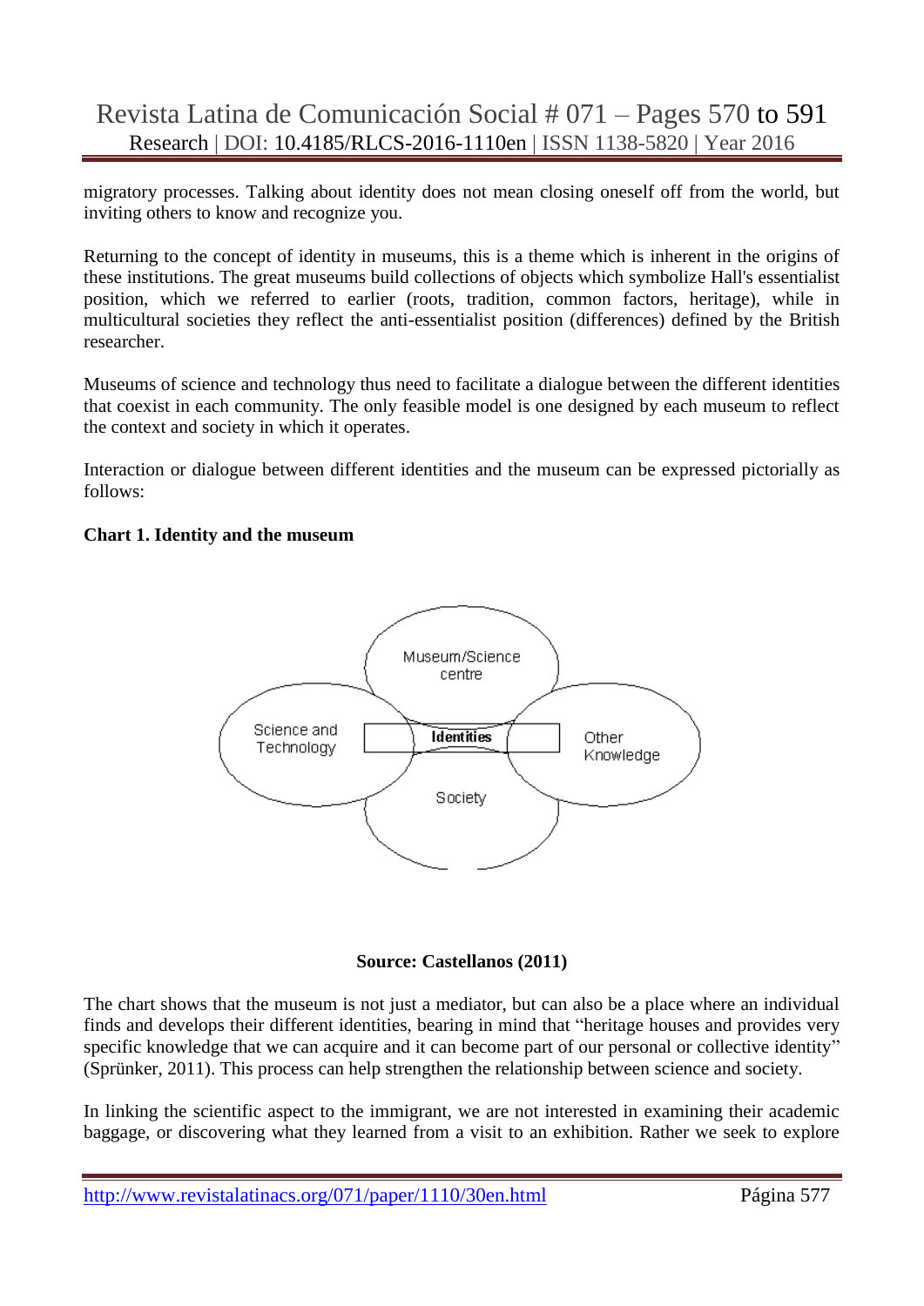migratory processes. Talking about identity does not mean closing oneself off from the world, but inviting others to know and recognize you.

Returning to the concept of identity in museums, this is a theme which is inherent in the origins of these institutions. The great museums build collections of objects which symbolize Hall's essentialist position, which we referred to earlier (roots, tradition, common factors, heritage), while in multicultural societies they reflect the anti-essentialist position (differences) defined by the British researcher.

Museums of science and technology thus need to facilitate a dialogue between the different identities that coexist in each community. The only feasible model is one designed by each museum to reflect the context and society in which it operates.

Interaction or dialogue between different identities and the museum can be expressed pictorially as follows:

**Chart 1. Identity and the museum**

Museum/Science centre

Science and Technology

**Identities**

Other Knowledge

Society

**Source: Castellanos (2011)**

The chart shows that the museum is not just a mediator, but can also be a place where an individual finds and develops their different identities, bearing in mind that "heritage houses and provides very specific knowledge that we can acquire and it can become part of our personal or collective identity" (Sprünker, 2011). This process can help strengthen the relationship between science and society.

In linking the scientific aspect to the immigrant, we are not interested in examining their academic baggage, or discovering what they learned from a visit to an exhibition. Rather we seek to explore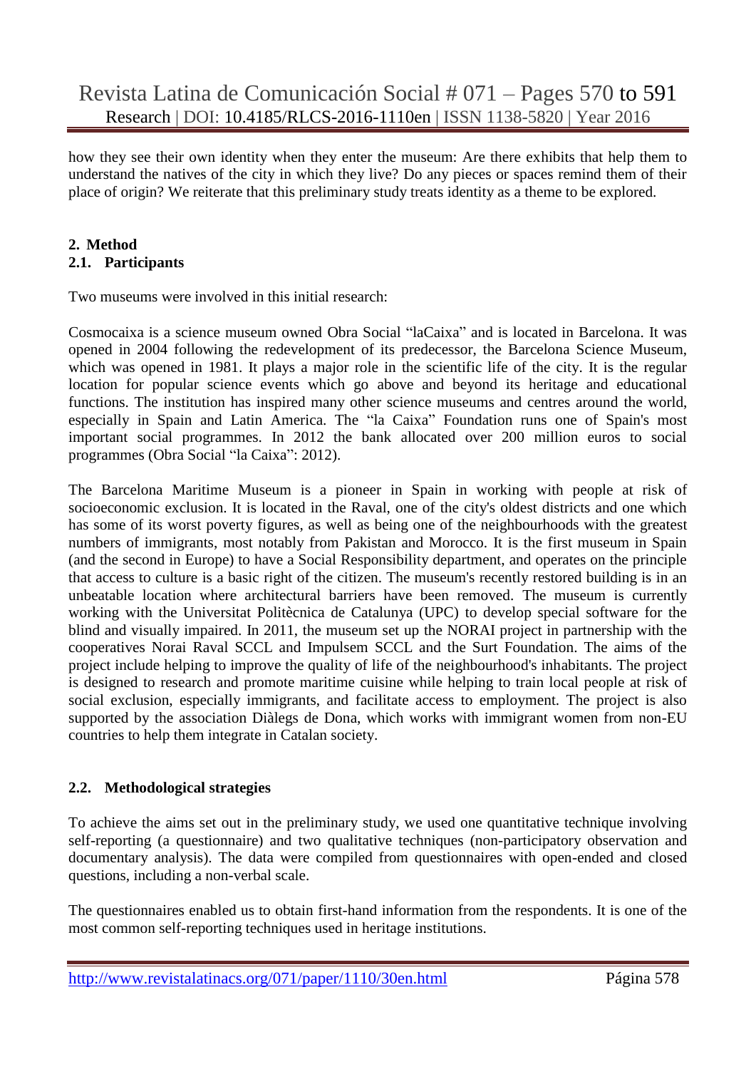how they see their own identity when they enter the museum: Are there exhibits that help them to understand the natives of the city in which they live? Do any pieces or spaces remind them of their place of origin? We reiterate that this preliminary study treats identity as a theme to be explored.

## 2. Method

### 2.1. Participants

Two museums were involved in this initial research:

Cosmocaixa is a science museum owned Obra Social "laCaixa" and is located in Barcelona. It was opened in 2004 following the redevelopment of its predecessor, the Barcelona Science Museum, which was opened in 1981. It plays a major role in the scientific life of the city. It is the regular location for popular science events which go above and beyond its heritage and educational functions. The institution has inspired many other science museums and centres around the world, especially in Spain and Latin America. The "la Caixa" Foundation runs one of Spain's most important social programmes. In 2012 the bank allocated over 200 million euros to social programmes (Obra Social "la Caixa": 2012).

The Barcelona Maritime Museum is a pioneer in Spain in working with people at risk of socioeconomic exclusion. It is located in the Raval, one of the city's oldest districts and one which has some of its worst poverty figures, as well as being one of the neighbourhoods with the greatest numbers of immigrants, most notably from Pakistan and Morocco. It is the first museum in Spain (and the second in Europe) to have a Social Responsibility department, and operates on the principle that access to culture is a basic right of the citizen. The museum's recently restored building is in an unbeatable location where architectural barriers have been removed. The museum is currently working with the Universitat Politècnica de Catalunya (UPC) to develop special software for the blind and visually impaired. In 2011, the museum set up the NORAI project in partnership with the cooperatives Norai Raval SCCL and Impulsem SCCL and the Surt Foundation. The aims of the project include helping to improve the quality of life of the neighbourhood's inhabitants. The project is designed to research and promote maritime cuisine while helping to train local people at risk of social exclusion, especially immigrants, and facilitate access to employment. The project is also supported by the association Diàlegs de Dona, which works with immigrant women from non-EU countries to help them integrate in Catalan society.

### 2.2. Methodological strategies

To achieve the aims set out in the preliminary study, we used one quantitative technique involving self-reporting (a questionnaire) and two qualitative techniques (non-participatory observation and documentary analysis). The data were compiled from questionnaires with open-ended and closed questions, including a non-verbal scale.

The questionnaires enabled us to obtain first-hand information from the respondents. It is one of the most common self-reporting techniques used in heritage institutions.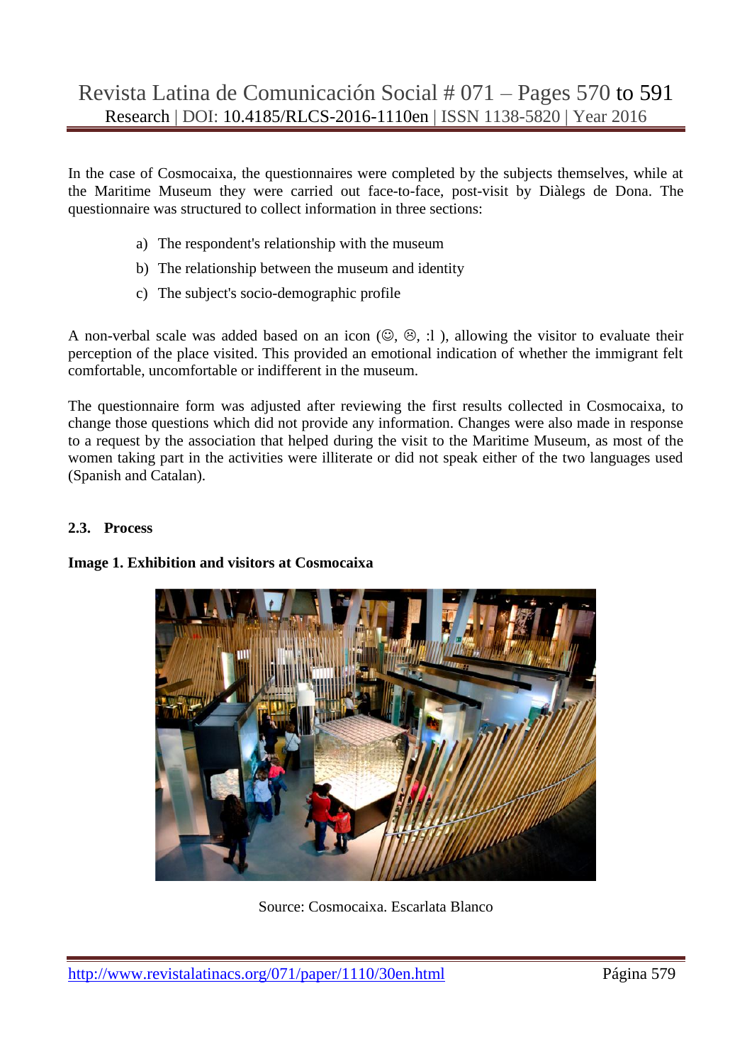In the case of Cosmocaixa, the questionnaires were completed by the subjects themselves, while at the Maritime Museum they were carried out face-to-face, post-visit by Diàlegs de Dona. The questionnaire was structured to collect information in three sections:

a) The respondent's relationship with the museum
b) The relationship between the museum and identity
c) The subject's socio-demographic profile

A non-verbal scale was added based on an icon (☺, ☹, :l ), allowing the visitor to evaluate their perception of the place visited. This provided an emotional indication of whether the immigrant felt comfortable, uncomfortable or indifferent in the museum.

The questionnaire form was adjusted after reviewing the first results collected in Cosmocaixa, to change those questions which did not provide any information. Changes were also made in response to a request by the association that helped during the visit to the Maritime Museum, as most of the women taking part in the activities were illiterate or did not speak either of the two languages used (Spanish and Catalan).

### 2.3. Process

**Image 1. Exhibition and visitors at Cosmocaixa**

Source: Cosmocaixa. Escarlata Blanco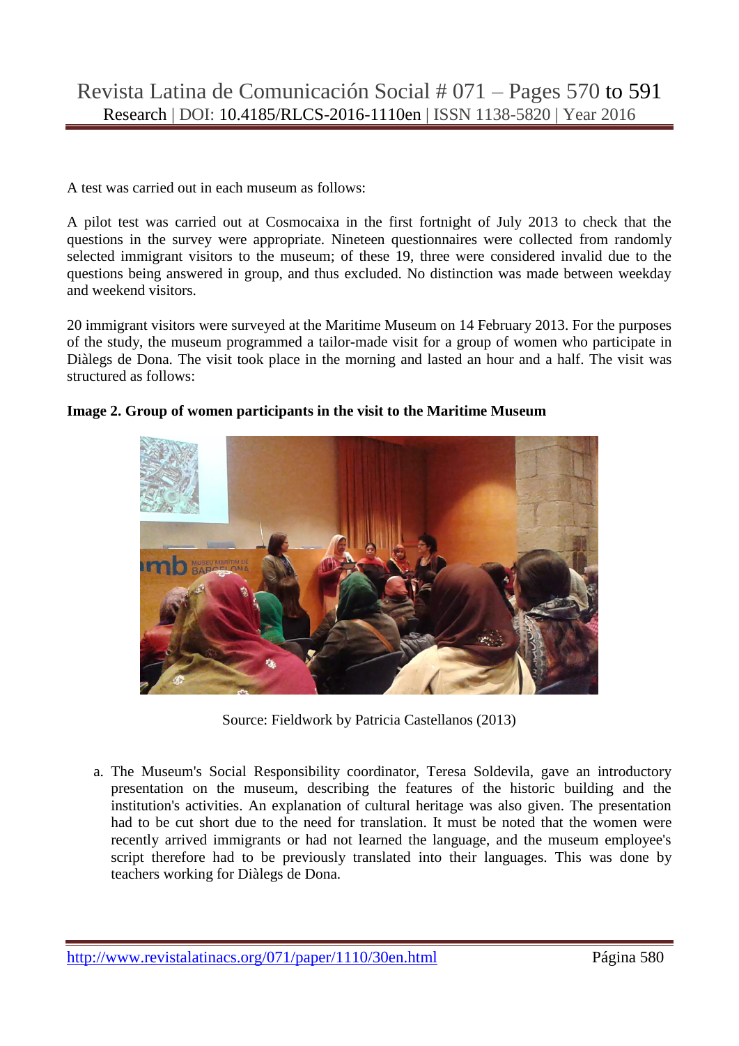A test was carried out in each museum as follows:

A pilot test was carried out at Cosmocaixa in the first fortnight of July 2013 to check that the questions in the survey were appropriate. Nineteen questionnaires were collected from randomly selected immigrant visitors to the museum; of these 19, three were considered invalid due to the questions being answered in group, and thus excluded. No distinction was made between weekday and weekend visitors.

20 immigrant visitors were surveyed at the Maritime Museum on 14 February 2013. For the purposes of the study, the museum programmed a tailor-made visit for a group of women who participate in Diàlegs de Dona. The visit took place in the morning and lasted an hour and a half. The visit was structured as follows:

**Image 2. Group of women participants in the visit to the Maritime Museum**

Source: Fieldwork by Patricia Castellanos (2013)

a. The Museum's Social Responsibility coordinator, Teresa Soldevila, gave an introductory presentation on the museum, describing the features of the historic building and the institution's activities. An explanation of cultural heritage was also given. The presentation had to be cut short due to the need for translation. It must be noted that the women were recently arrived immigrants or had not learned the language, and the museum employee's script therefore had to be previously translated into their languages. This was done by teachers working for Diàlegs de Dona.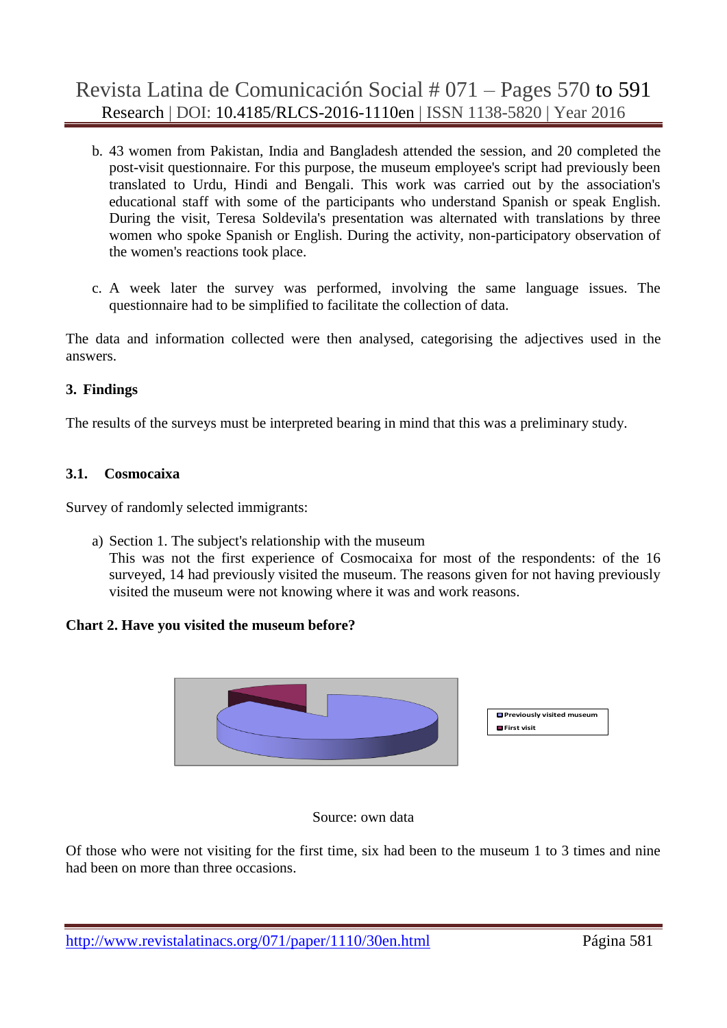b. 43 women from Pakistan, India and Bangladesh attended the session, and 20 completed the post-visit questionnaire. For this purpose, the museum employee's script had previously been translated to Urdu, Hindi and Bengali. This work was carried out by the association's educational staff with some of the participants who understand Spanish or speak English. During the visit, Teresa Soldevila's presentation was alternated with translations by three women who spoke Spanish or English. During the activity, non-participatory observation of the women's reactions took place.

c. A week later the survey was performed, involving the same language issues. The questionnaire had to be simplified to facilitate the collection of data.

The data and information collected were then analysed, categorising the adjectives used in the answers.

## 3. Findings

The results of the surveys must be interpreted bearing in mind that this was a preliminary study.

### 3.1. Cosmocaixa

Survey of randomly selected immigrants:

a) Section 1. The subject's relationship with the museum
This was not the first experience of Cosmocaixa for most of the respondents: of the 16 surveyed, 14 had previously visited the museum. The reasons given for not having previously visited the museum were not knowing where it was and work reasons.

**Chart 2. Have you visited the museum before?**

Previously visited museum
First visit

Source: own data

Of those who were not visiting for the first time, six had been to the museum 1 to 3 times and nine had been on more than three occasions.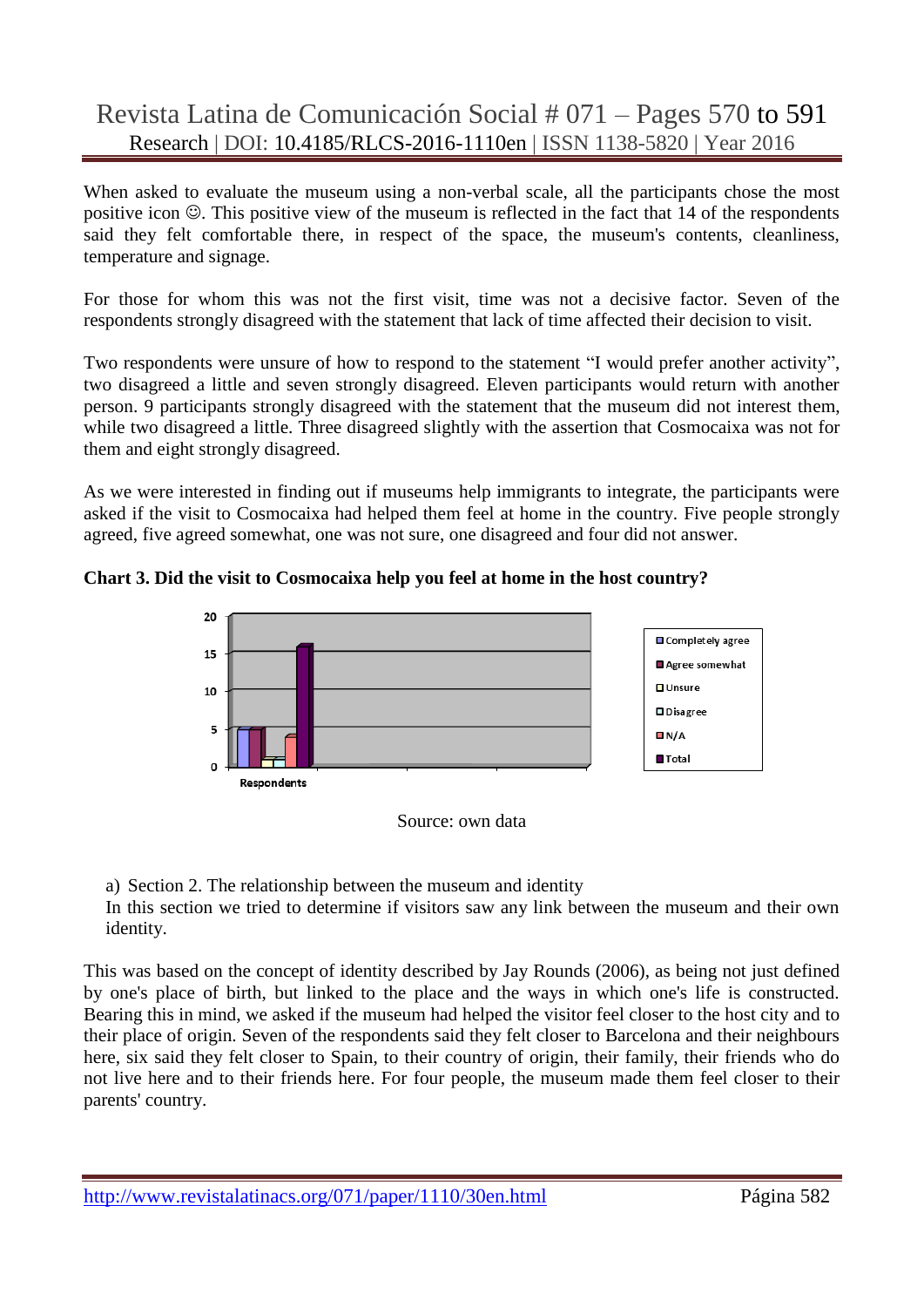When asked to evaluate the museum using a non-verbal scale, all the participants chose the most positive icon ☺. This positive view of the museum is reflected in the fact that 14 of the respondents said they felt comfortable there, in respect of the space, the museum's contents, cleanliness, temperature and signage.

For those for whom this was not the first visit, time was not a decisive factor. Seven of the respondents strongly disagreed with the statement that lack of time affected their decision to visit.

Two respondents were unsure of how to respond to the statement "I would prefer another activity", two disagreed a little and seven strongly disagreed. Eleven participants would return with another person. 9 participants strongly disagreed with the statement that the museum did not interest them, while two disagreed a little. Three disagreed slightly with the assertion that Cosmocaixa was not for them and eight strongly disagreed.

As we were interested in finding out if museums help immigrants to integrate, the participants were asked if the visit to Cosmocaixa had helped them feel at home in the country. Five people strongly agreed, five agreed somewhat, one was not sure, one disagreed and four did not answer.

**Chart 3. Did the visit to Cosmocaixa help you feel at home in the host country?**

| Respondents | |
|---|---|
| Completely agree | 5 |
| Agree somewhat | 5 |
| Unsure | 1 |
| Disagree | 1 |
| N/A | 4 |
| Total | 16 |

Source: own data

a) Section 2. The relationship between the museum and identity

In this section we tried to determine if visitors saw any link between the museum and their own identity.

This was based on the concept of identity described by Jay Rounds (2006), as being not just defined by one's place of birth, but linked to the place and the ways in which one's life is constructed. Bearing this in mind, we asked if the museum had helped the visitor feel closer to the host city and to their place of origin. Seven of the respondents said they felt closer to Barcelona and their neighbours here, six said they felt closer to Spain, to their country of origin, their family, their friends who do not live here and to their friends here. For four people, the museum made them feel closer to their parents' country.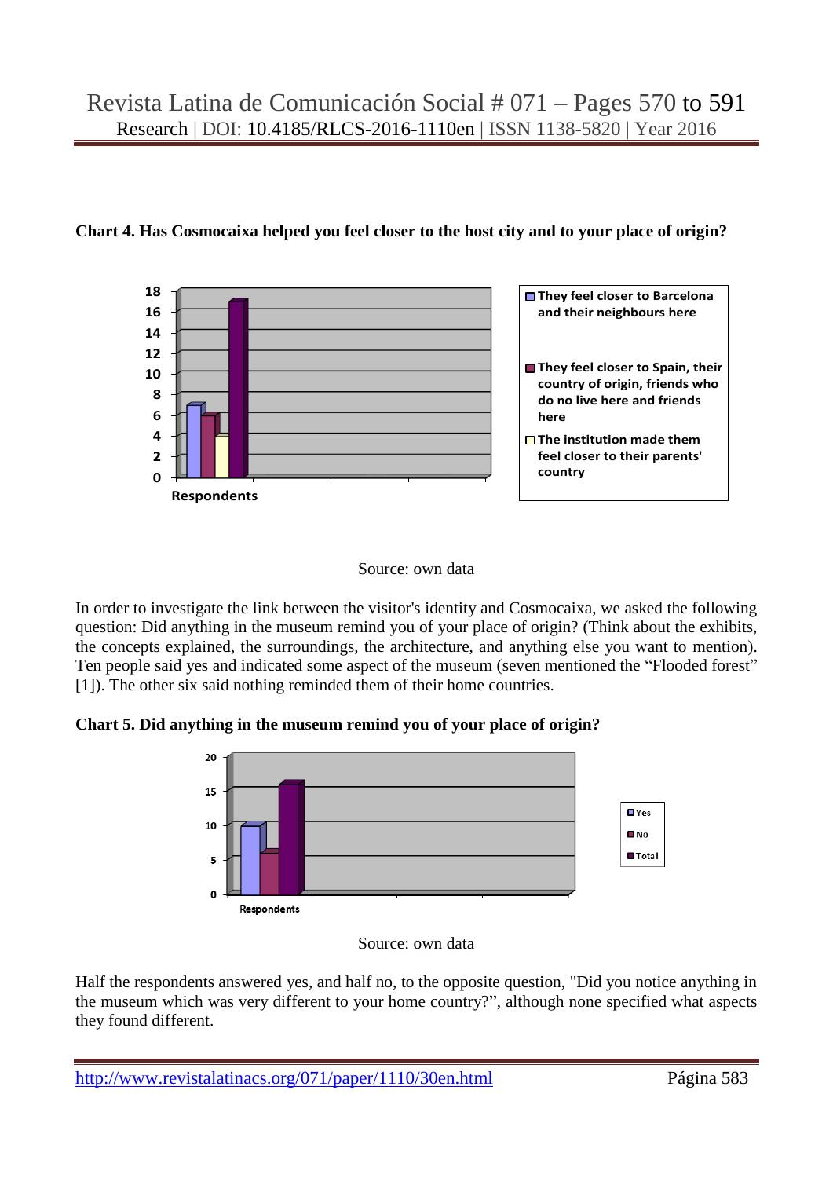**Chart 4. Has Cosmocaixa helped you feel closer to the host city and to your place of origin?**

Source: own data

In order to investigate the link between the visitor's identity and Cosmocaixa, we asked the following question: Did anything in the museum remind you of your place of origin? (Think about the exhibits, the concepts explained, the surroundings, the architecture, and anything else you want to mention). Ten people said yes and indicated some aspect of the museum (seven mentioned the "Flooded forest" [1]). The other six said nothing reminded them of their home countries.

**Chart 5. Did anything in the museum remind you of your place of origin?**

Source: own data

Half the respondents answered yes, and half no, to the opposite question, "Did you notice anything in the museum which was very different to your home country?", although none specified what aspects they found different.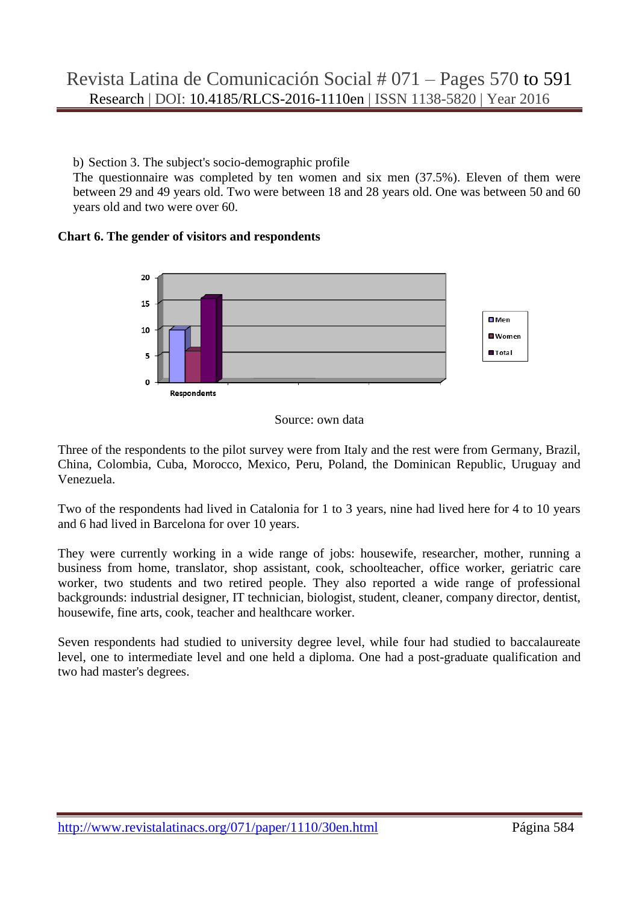b) Section 3. The subject's socio-demographic profile

The questionnaire was completed by ten women and six men (37.5%). Eleven of them were between 29 and 49 years old. Two were between 18 and 28 years old. One was between 50 and 60 years old and two were over 60.

**Chart 6. The gender of visitors and respondents**

Source: own data

Three of the respondents to the pilot survey were from Italy and the rest were from Germany, Brazil, China, Colombia, Cuba, Morocco, Mexico, Peru, Poland, the Dominican Republic, Uruguay and Venezuela.

Two of the respondents had lived in Catalonia for 1 to 3 years, nine had lived here for 4 to 10 years and 6 had lived in Barcelona for over 10 years.

They were currently working in a wide range of jobs: housewife, researcher, mother, running a business from home, translator, shop assistant, cook, schoolteacher, office worker, geriatric care worker, two students and two retired people. They also reported a wide range of professional backgrounds: industrial designer, IT technician, biologist, student, cleaner, company director, dentist, housewife, fine arts, cook, teacher and healthcare worker.

Seven respondents had studied to university degree level, while four had studied to baccalaureate level, one to intermediate level and one held a diploma. One had a post-graduate qualification and two had master's degrees.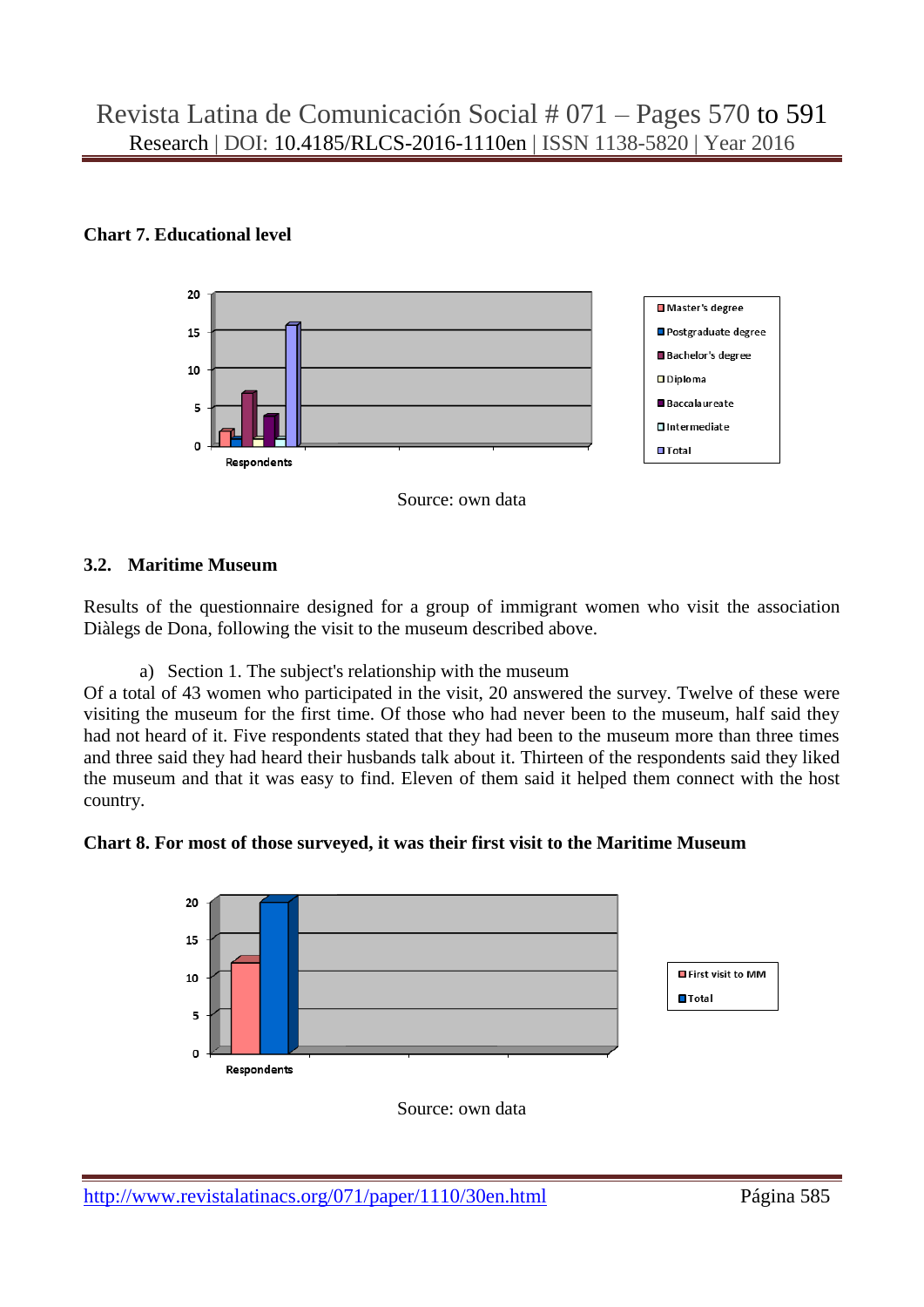**Chart 7. Educational level**

Source: own data

### 3.2. Maritime Museum

Results of the questionnaire designed for a group of immigrant women who visit the association Diàlegs de Dona, following the visit to the museum described above.

a) Section 1. The subject's relationship with the museum

Of a total of 43 women who participated in the visit, 20 answered the survey. Twelve of these were visiting the museum for the first time. Of those who had never been to the museum, half said they had not heard of it. Five respondents stated that they had been to the museum more than three times and three said they had heard their husbands talk about it. Thirteen of the respondents said they liked the museum and that it was easy to find. Eleven of them said it helped them connect with the host country.

**Chart 8. For most of those surveyed, it was their first visit to the Maritime Museum**

Source: own data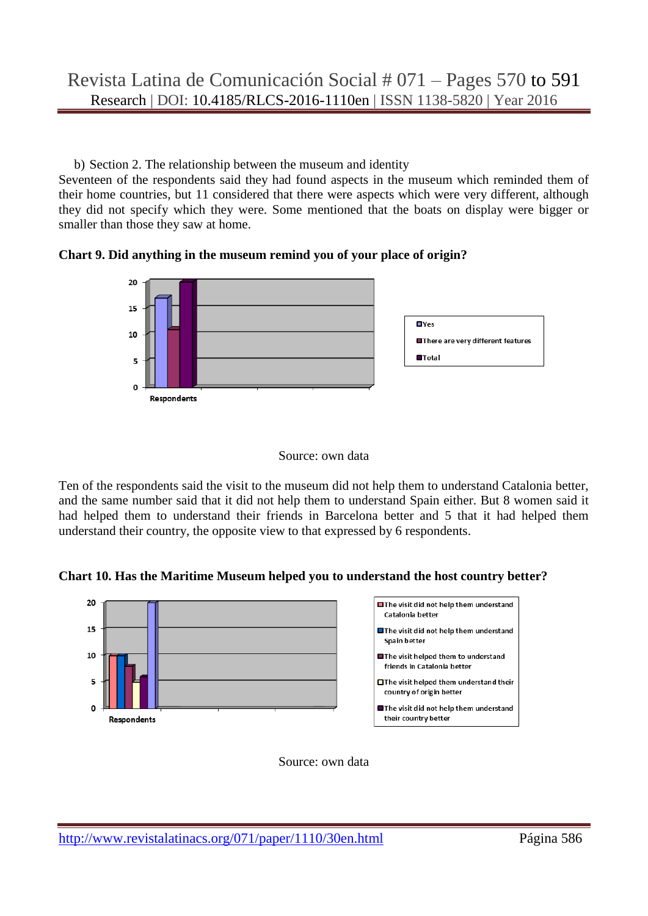b) Section 2. The relationship between the museum and identity

Seventeen of the respondents said they had found aspects in the museum which reminded them of their home countries, but 11 considered that there were aspects which were very different, although they did not specify which they were. Some mentioned that the boats on display were bigger or smaller than those they saw at home.

**Chart 9. Did anything in the museum remind you of your place of origin?**

Source: own data

Ten of the respondents said the visit to the museum did not help them to understand Catalonia better, and the same number said that it did not help them to understand Spain either. But 8 women said it had helped them to understand their friends in Barcelona better and 5 that it had helped them understand their country, the opposite view to that expressed by 6 respondents.

**Chart 10. Has the Maritime Museum helped you to understand the host country better?**

Source: own data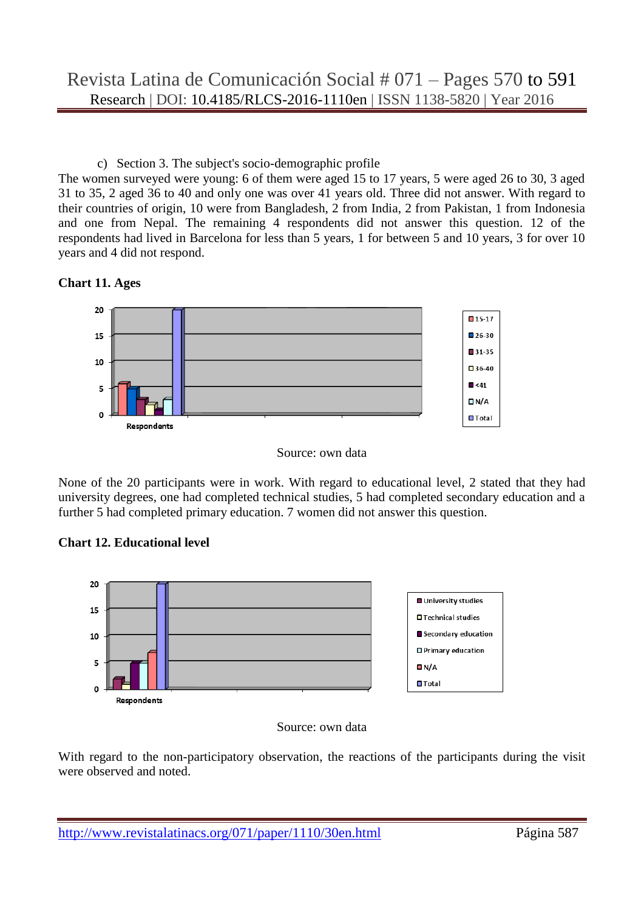c) Section 3. The subject's socio-demographic profile

The women surveyed were young: 6 of them were aged 15 to 17 years, 5 were aged 26 to 30, 3 aged 31 to 35, 2 aged 36 to 40 and only one was over 41 years old. Three did not answer. With regard to their countries of origin, 10 were from Bangladesh, 2 from India, 2 from Pakistan, 1 from Indonesia and one from Nepal. The remaining 4 respondents did not answer this question. 12 of the respondents had lived in Barcelona for less than 5 years, 1 for between 5 and 10 years, 3 for over 10 years and 4 did not respond.

**Chart 11. Ages**

Source: own data

None of the 20 participants were in work. With regard to educational level, 2 stated that they had university degrees, one had completed technical studies, 5 had completed secondary education and a further 5 had completed primary education. 7 women did not answer this question.

**Chart 12. Educational level**

Source: own data

With regard to the non-participatory observation, the reactions of the participants during the visit were observed and noted.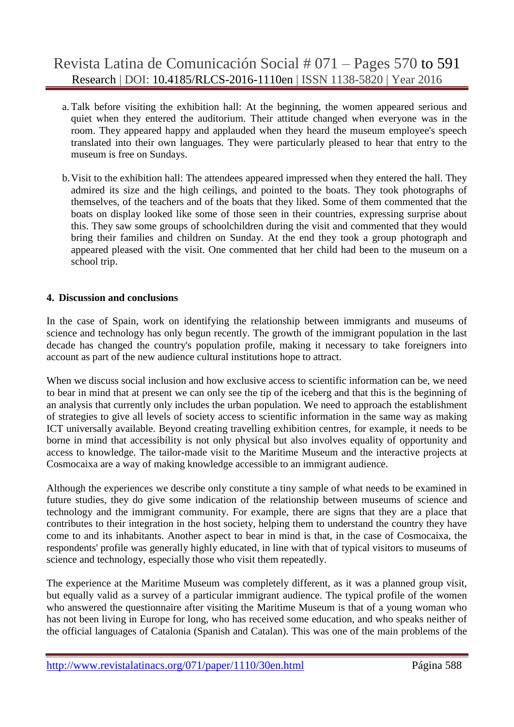a. Talk before visiting the exhibition hall: At the beginning, the women appeared serious and quiet when they entered the auditorium. Their attitude changed when everyone was in the room. They appeared happy and applauded when they heard the museum employee's speech translated into their own languages. They were particularly pleased to hear that entry to the museum is free on Sundays.

b. Visit to the exhibition hall: The attendees appeared impressed when they entered the hall. They admired its size and the high ceilings, and pointed to the boats. They took photographs of themselves, of the teachers and of the boats that they liked. Some of them commented that the boats on display looked like some of those seen in their countries, expressing surprise about this. They saw some groups of schoolchildren during the visit and commented that they would bring their families and children on Sunday. At the end they took a group photograph and appeared pleased with the visit. One commented that her child had been to the museum on a school trip.

## 4. Discussion and conclusions

In the case of Spain, work on identifying the relationship between immigrants and museums of science and technology has only begun recently. The growth of the immigrant population in the last decade has changed the country's population profile, making it necessary to take foreigners into account as part of the new audience cultural institutions hope to attract.

When we discuss social inclusion and how exclusive access to scientific information can be, we need to bear in mind that at present we can only see the tip of the iceberg and that this is the beginning of an analysis that currently only includes the urban population. We need to approach the establishment of strategies to give all levels of society access to scientific information in the same way as making ICT universally available. Beyond creating travelling exhibition centres, for example, it needs to be borne in mind that accessibility is not only physical but also involves equality of opportunity and access to knowledge. The tailor-made visit to the Maritime Museum and the interactive projects at Cosmocaixa are a way of making knowledge accessible to an immigrant audience.

Although the experiences we describe only constitute a tiny sample of what needs to be examined in future studies, they do give some indication of the relationship between museums of science and technology and the immigrant community. For example, there are signs that they are a place that contributes to their integration in the host society, helping them to understand the country they have come to and its inhabitants. Another aspect to bear in mind is that, in the case of Cosmocaixa, the respondents' profile was generally highly educated, in line with that of typical visitors to museums of science and technology, especially those who visit them repeatedly.

The experience at the Maritime Museum was completely different, as it was a planned group visit, but equally valid as a survey of a particular immigrant audience. The typical profile of the women who answered the questionnaire after visiting the Maritime Museum is that of a young woman who has not been living in Europe for long, who has received some education, and who speaks neither of the official languages of Catalonia (Spanish and Catalan). This was one of the main problems of the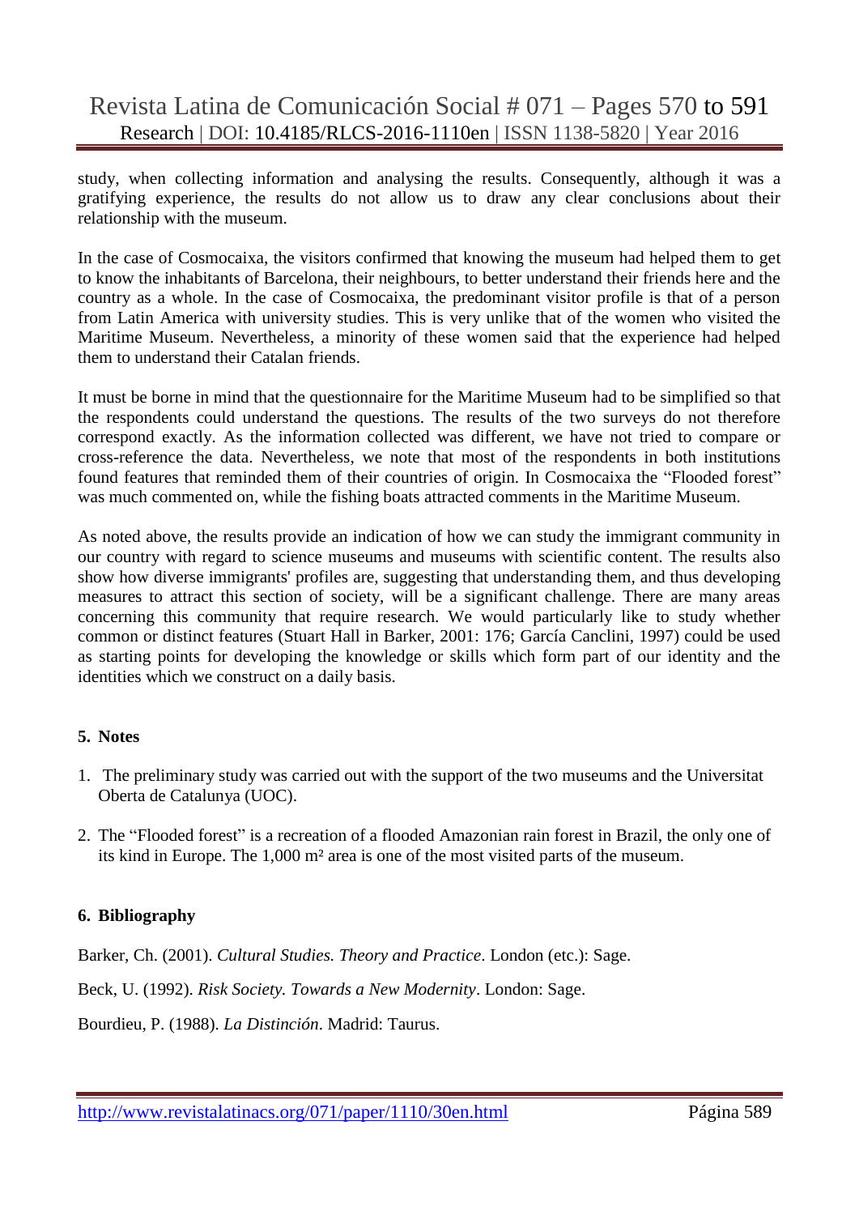study, when collecting information and analysing the results. Consequently, although it was a gratifying experience, the results do not allow us to draw any clear conclusions about their relationship with the museum.

In the case of Cosmocaixa, the visitors confirmed that knowing the museum had helped them to get to know the inhabitants of Barcelona, their neighbours, to better understand their friends here and the country as a whole. In the case of Cosmocaixa, the predominant visitor profile is that of a person from Latin America with university studies. This is very unlike that of the women who visited the Maritime Museum. Nevertheless, a minority of these women said that the experience had helped them to understand their Catalan friends.

It must be borne in mind that the questionnaire for the Maritime Museum had to be simplified so that the respondents could understand the questions. The results of the two surveys do not therefore correspond exactly. As the information collected was different, we have not tried to compare or cross-reference the data. Nevertheless, we note that most of the respondents in both institutions found features that reminded them of their countries of origin. In Cosmocaixa the "Flooded forest" was much commented on, while the fishing boats attracted comments in the Maritime Museum.

As noted above, the results provide an indication of how we can study the immigrant community in our country with regard to science museums and museums with scientific content. The results also show how diverse immigrants' profiles are, suggesting that understanding them, and thus developing measures to attract this section of society, will be a significant challenge. There are many areas concerning this community that require research. We would particularly like to study whether common or distinct features (Stuart Hall in Barker, 2001: 176; García Canclini, 1997) could be used as starting points for developing the knowledge or skills which form part of our identity and the identities which we construct on a daily basis.

## 5. Notes

1. The preliminary study was carried out with the support of the two museums and the Universitat Oberta de Catalunya (UOC).

2. The "Flooded forest" is a recreation of a flooded Amazonian rain forest in Brazil, the only one of its kind in Europe. The 1,000 m² area is one of the most visited parts of the museum.

## 6. Bibliography

Barker, Ch. (2001). *Cultural Studies. Theory and Practice*. London (etc.): Sage.

Beck, U. (1992). *Risk Society. Towards a New Modernity*. London: Sage.

Bourdieu, P. (1988). *La Distinción*. Madrid: Taurus.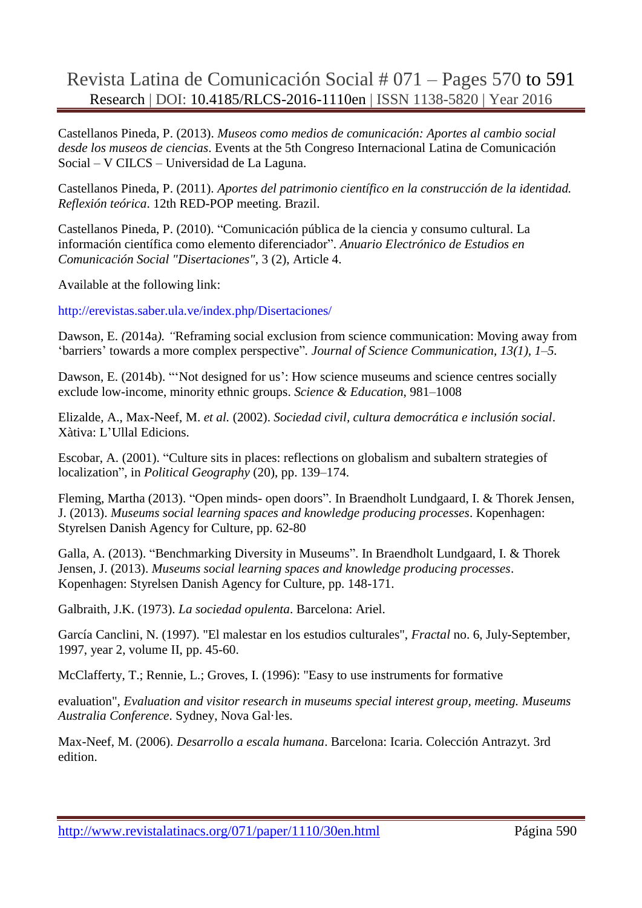Castellanos Pineda, P. (2013). *Museos como medios de comunicación: Aportes al cambio social desde los museos de ciencias*. Events at the 5th Congreso Internacional Latina de Comunicación Social – V CILCS – Universidad de La Laguna.

Castellanos Pineda, P. (2011). *Aportes del patrimonio científico en la construcción de la identidad. Reflexión teórica*. 12th RED-POP meeting. Brazil.

Castellanos Pineda, P. (2010). "Comunicación pública de la ciencia y consumo cultural. La información científica como elemento diferenciador". *Anuario Electrónico de Estudios en Comunicación Social "Disertaciones"*, 3 (2), Article 4.

Available at the following link:

http://erevistas.saber.ula.ve/index.php/Disertaciones/

Dawson, E. *(*2014a*). "*Reframing social exclusion from science communication: Moving away from 'barriers' towards a more complex perspective". *Journal of Science Communication, 13(1), 1–5.*

Dawson, E. (2014b). "'Not designed for us': How science museums and science centres socially exclude low-income, minority ethnic groups. *Science & Education*, 981–1008

Elizalde, A., Max-Neef, M. *et al.* (2002). *Sociedad civil, cultura democrática e inclusión social*. Xàtiva: L'Ullal Edicions.

Escobar, A. (2001). "Culture sits in places: reflections on globalism and subaltern strategies of localization", in *Political Geography* (20), pp. 139–174.

Fleming, Martha (2013). "Open minds- open doors". In Braendholt Lundgaard, I. & Thorek Jensen, J. (2013). *Museums social learning spaces and knowledge producing processes*. Kopenhagen: Styrelsen Danish Agency for Culture, pp. 62-80

Galla, A. (2013). "Benchmarking Diversity in Museums". In Braendholt Lundgaard, I. & Thorek Jensen, J. (2013). *Museums social learning spaces and knowledge producing processes*. Kopenhagen: Styrelsen Danish Agency for Culture, pp. 148-171.

Galbraith, J.K. (1973). *La sociedad opulenta*. Barcelona: Ariel.

García Canclini, N. (1997). "El malestar en los estudios culturales", *Fractal* no. 6, July-September, 1997, year 2, volume II, pp. 45-60.

McClafferty, T.; Rennie, L.; Groves, I. (1996): "Easy to use instruments for formative

evaluation", *Evaluation and visitor research in museums special interest group, meeting. Museums Australia Conference*. Sydney, Nova Gal·les.

Max-Neef, M. (2006). *Desarrollo a escala humana*. Barcelona: Icaria. Colección Antrazyt. 3rd edition.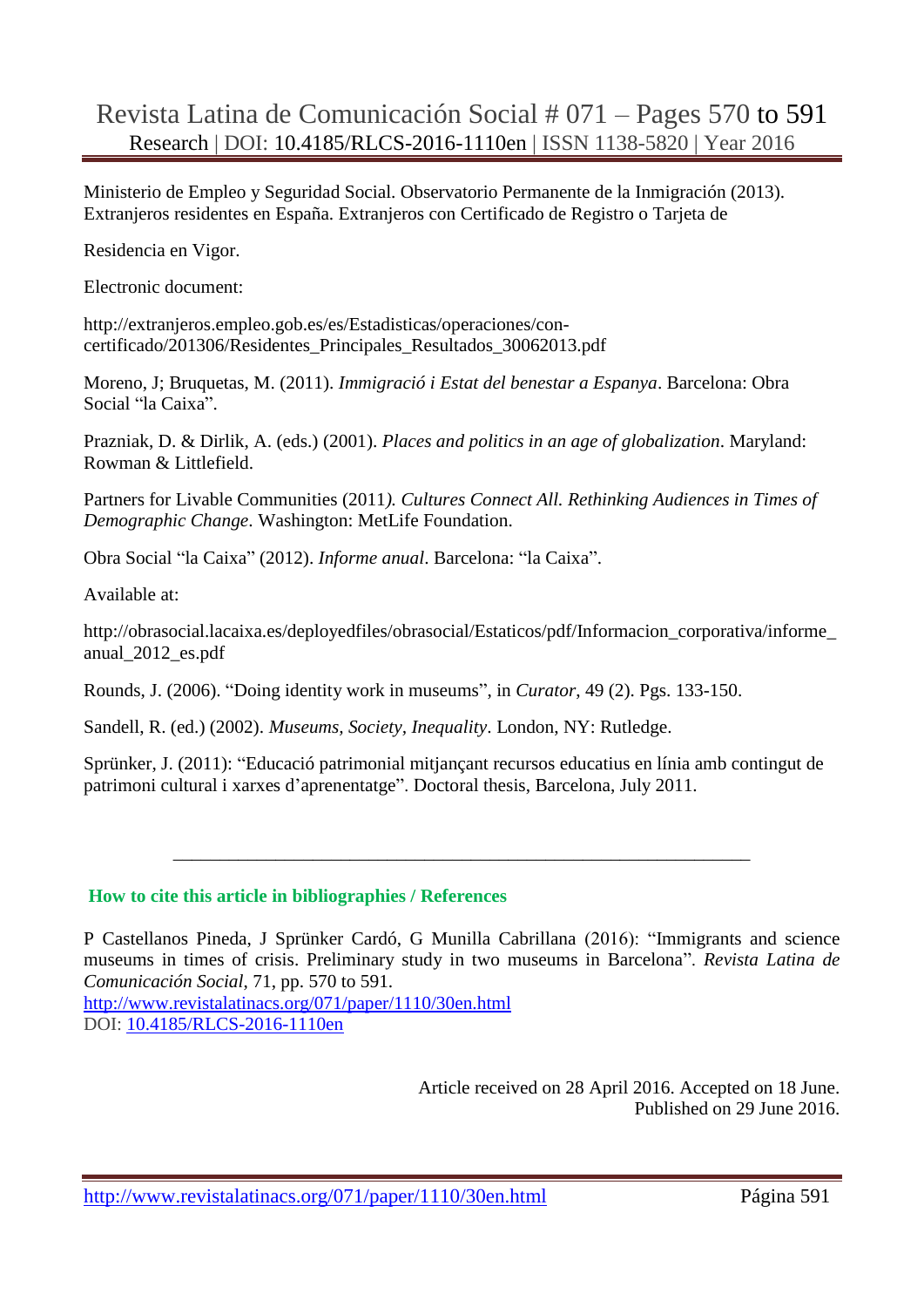Ministerio de Empleo y Seguridad Social. Observatorio Permanente de la Inmigración (2013). Extranjeros residentes en España. Extranjeros con Certificado de Registro o Tarjeta de

Residencia en Vigor.

Electronic document:

http://extranjeros.empleo.gob.es/es/Estadisticas/operaciones/con-certificado/201306/Residentes_Principales_Resultados_30062013.pdf

Moreno, J; Bruquetas, M. (2011). *Immigració i Estat del benestar a Espanya*. Barcelona: Obra Social "la Caixa".

Prazniak, D. & Dirlik, A. (eds.) (2001). *Places and politics in an age of globalization*. Maryland: Rowman & Littlefield.

Partners for Livable Communities (2011*). Cultures Connect All. Rethinking Audiences in Times of Demographic Change*. Washington: MetLife Foundation.

Obra Social "la Caixa" (2012). *Informe anual*. Barcelona: "la Caixa".

Available at:

http://obrasocial.lacaixa.es/deployedfiles/obrasocial/Estaticos/pdf/Informacion_corporativa/informe_anual_2012_es.pdf

Rounds, J. (2006). "Doing identity work in museums", in *Curator*, 49 (2). Pgs. 133-150.

Sandell, R. (ed.) (2002). *Museums, Society, Inequality*. London, NY: Rutledge.

Sprünker, J. (2011): "Educació patrimonial mitjançant recursos educatius en línia amb contingut de patrimoni cultural i xarxes d'aprenentatge". Doctoral thesis, Barcelona, July 2011.

---

**How to cite this article in bibliographies / References**

P Castellanos Pineda, J Sprünker Cardó, G Munilla Cabrillana (2016): "Immigrants and science museums in times of crisis. Preliminary study in two museums in Barcelona". *Revista Latina de Comunicación Social*, 71, pp. 570 to 591.
http://www.revistalatinacs.org/071/paper/1110/30en.html
DOI: 10.4185/RLCS-2016-1110en

Article received on 28 April 2016. Accepted on 18 June.
Published on 29 June 2016.